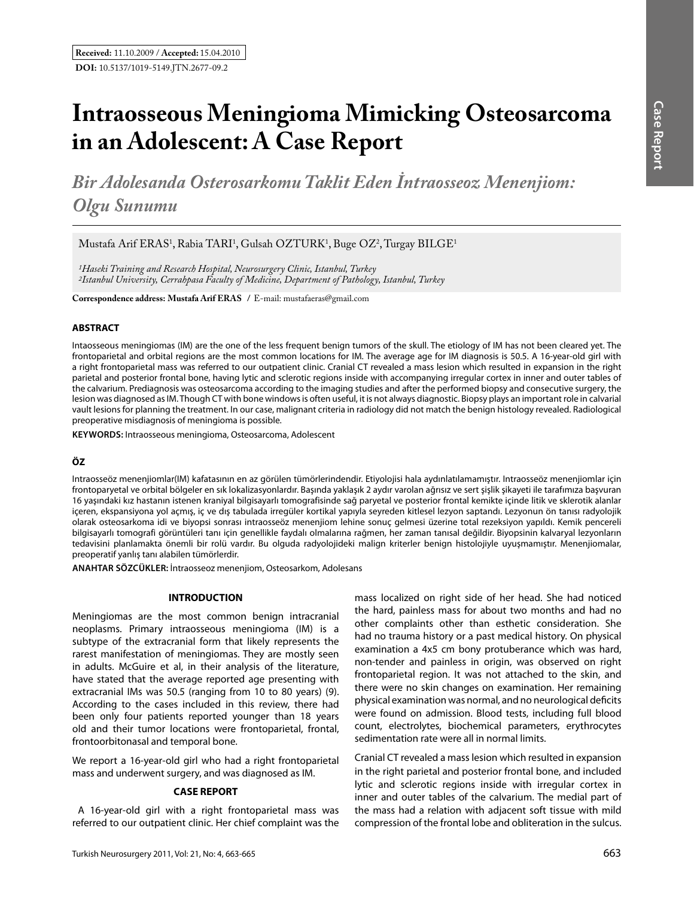**Received:** 11.10.2009 / **Accepted:** 15.04.2010

**DOI:** 10.5137/1019-5149.JTN.2677-09.2

# Intraosseous Meningioma Mimicking Osteosarcoma in an Adolescent: A Case Report

## *Bir Adolesanda Osterosarkomu Taklit Eden İntraosseoz Menenjiom: Olgu Sunumu*

Mustafa Arif ERAS[1], Rabia TARI[1], Gulsah OZTURK[1], Buge OZ[2], Turgay BILGE[1]

*[1]Haseki Training and Research Hospital, Neurosurgery Clinic, Istanbul, Turkey*
*[2]Istanbul University, Cerrahpasa Faculty of Medicine, Department of Pathology, Istanbul, Turkey*

**Correspondence address: Mustafa Arif ERAS** / E-mail: mustafaeras@gmail.com

### ABSTRACT

Intaosseous meningiomas (IM) are the one of the less frequent benign tumors of the skull. The etiology of IM has not been cleared yet. The frontoparietal and orbital regions are the most common locations for IM. The average age for IM diagnosis is 50.5. A 16-year-old girl with a right frontoparietal mass was referred to our outpatient clinic. Cranial CT revealed a mass lesion which resulted in expansion in the right parietal and posterior frontal bone, having lytic and sclerotic regions inside with accompanying irregular cortex in inner and outer tables of the calvarium. Prediagnosis was osteosarcoma according to the imaging studies and after the performed biopsy and consecutive surgery, the lesion was diagnosed as IM. Though CT with bone windows is often useful, it is not always diagnostic. Biopsy plays an important role in calvarial vault lesions for planning the treatment. In our case, malignant criteria in radiology did not match the benign histology revealed. Radiological preoperative misdiagnosis of meningioma is possible.

**KEYWORDS:** Intraosseous meningioma, Osteosarcoma, Adolescent

### ÖZ

Intraosseöz menenjiomlar(IM) kafatasının en az görülen tümörlerindendir. Etiyolojisi hala aydınlatılamamıştır. Intraosseöz menenjiomlar için frontoparyetal ve orbital bölgeler en sık lokalizasyonlardır. Başında yaklaşık 2 aydır varolan ağrısız ve sert şişlik şikayeti ile tarafımıza başvuran 16 yaşındaki kız hastanın istenen kraniyal bilgisayarlı tomografisinde sağ paryetal ve posterior frontal kemikte içinde litik ve sklerotik alanlar içeren, ekspansiyona yol açmış, iç ve dış tabulada irregüler kortikal yapıyla seyreden kitlesel lezyon saptandı. Lezyonun ön tanısı radyolojik olarak osteosarkoma idi ve biyopsi sonrası intraosseöz menenjiom lehine sonuç gelmesi üzerine total rezeksiyon yapıldı. Kemik pencereli bilgisayarlı tomografi görüntüleri tanı için genellikle faydalı olmalarına rağmen, her zaman tanısal değildir. Biyopsinin kalvaryal lezyonların tedavisini planlamakta önemli bir rolü vardır. Bu olguda radyolojideki malign kriterler benign histolojiyle uyuşmamıştır. Menenjiomalar, preoperatif yanlış tanı alabilen tümörlerdir.

**ANAHTAR SÖZCÜKLER:** İntraosseoz menenjiom, Osteosarkom, Adolesans

### INTRODUCTION

Meningiomas are the most common benign intracranial neoplasms. Primary intraosseous meningioma (IM) is a subtype of the extracranial form that likely represents the rarest manifestation of meningiomas. They are mostly seen in adults. McGuire et al, in their analysis of the literature, have stated that the average reported age presenting with extracranial IMs was 50.5 (ranging from 10 to 80 years) (9). According to the cases included in this review, there had been only four patients reported younger than 18 years old and their tumor locations were frontoparietal, frontal, frontoorbitonasal and temporal bone.

We report a 16-year-old girl who had a right frontoparietal mass and underwent surgery, and was diagnosed as IM.

### CASE REPORT

A 16-year-old girl with a right frontoparietal mass was referred to our outpatient clinic. Her chief complaint was the mass localized on right side of her head. She had noticed the hard, painless mass for about two months and had no other complaints other than esthetic consideration. She had no trauma history or a past medical history. On physical examination a 4x5 cm bony protuberance which was hard, non-tender and painless in origin, was observed on right frontoparietal region. It was not attached to the skin, and there were no skin changes on examination. Her remaining physical examination was normal, and no neurological deficits were found on admission. Blood tests, including full blood count, electrolytes, biochemical parameters, erythrocytes sedimentation rate were all in normal limits.

Cranial CT revealed a mass lesion which resulted in expansion in the right parietal and posterior frontal bone, and included lytic and sclerotic regions inside with irregular cortex in inner and outer tables of the calvarium. The medial part of the mass had a relation with adjacent soft tissue with mild compression of the frontal lobe and obliteration in the sulcus.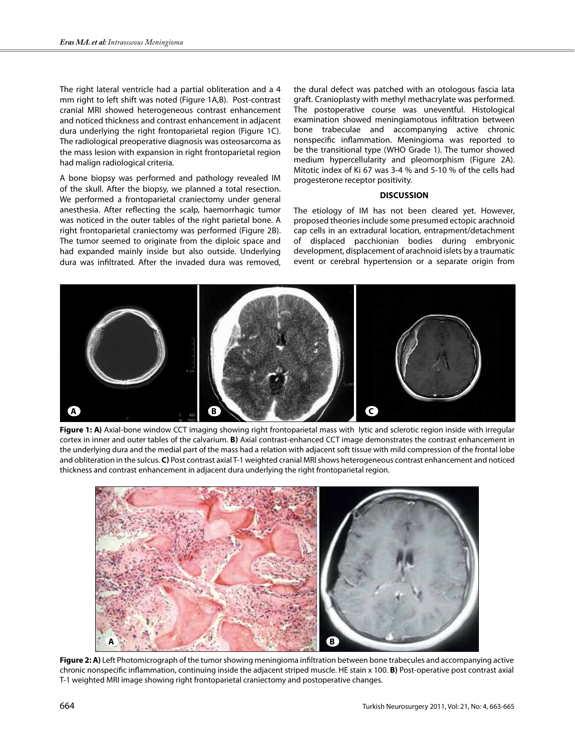The right lateral ventricle had a partial obliteration and a 4 mm right to left shift was noted (Figure 1A,B). Post-contrast cranial MRI showed heterogeneous contrast enhancement and noticed thickness and contrast enhancement in adjacent dura underlying the right frontoparietal region (Figure 1C). The radiological preoperative diagnosis was osteosarcoma as the mass lesion with expansion in right frontoparietal region had malign radiological criteria.

A bone biopsy was performed and pathology revealed IM of the skull. After the biopsy, we planned a total resection. We performed a frontoparietal craniectomy under general anesthesia. After reflecting the scalp, haemorrhagic tumor was noticed in the outer tables of the right parietal bone. A right frontoparietal craniectomy was performed (Figure 2B). The tumor seemed to originate from the diploic space and had expanded mainly inside but also outside. Underlying dura was infiltrated. After the invaded dura was removed, the dural defect was patched with an otologous fascia lata graft. Cranioplasty with methyl methacrylate was performed. The postoperative course was uneventful. Histological examination showed meningiamotous infiltration between bone trabeculae and accompanying active chronic nonspecific inflammation. Meningioma was reported to be the transitional type (WHO Grade 1). The tumor showed medium hypercellularity and pleomorphism (Figure 2A). Mitotic index of Ki 67 was 3-4 % and 5-10 % of the cells had progesterone receptor positivity.

## DISCUSSION

The etiology of IM has not been cleared yet. However, proposed theories include some presumed ectopic arachnoid cap cells in an extradural location, entrapment/detachment of displaced pacchionian bodies during embryonic development, displacement of arachnoid islets by a traumatic event or cerebral hypertension or a separate origin from

**Figure 1: A)** Axial-bone window CCT imaging showing right frontoparietal mass with lytic and sclerotic region inside with irregular cortex in inner and outer tables of the calvarium. **B)** Axial contrast-enhanced CCT image demonstrates the contrast enhancement in the underlying dura and the medial part of the mass had a relation with adjacent soft tissue with mild compression of the frontal lobe and obliteration in the sulcus. **C)** Post contrast axial T-1 weighted cranial MRI shows heterogeneous contrast enhancement and noticed thickness and contrast enhancement in adjacent dura underlying the right frontoparietal region.

**Figure 2: A)** Left Photomicrograph of the tumor showing meningioma infiltration between bone trabecules and accompanying active chronic nonspecific inflammation, continuing inside the adjacent striped muscle. HE stain x 100. **B)** Post-operative post contrast axial T-1 weighted MRI image showing right frontoparietal craniectomy and postoperative changes.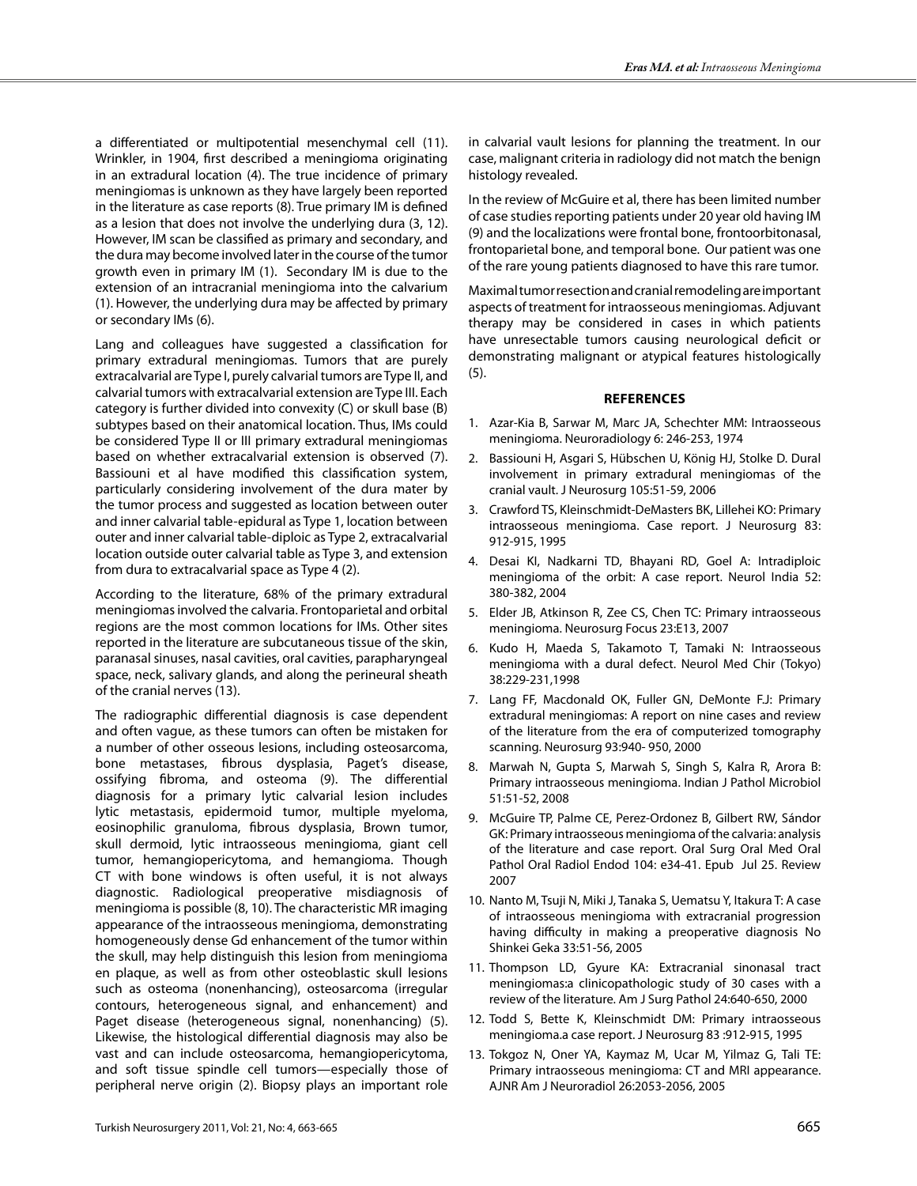a differentiated or multipotential mesenchymal cell (11). Wrinkler, in 1904, first described a meningioma originating in an extradural location (4). The true incidence of primary meningiomas is unknown as they have largely been reported in the literature as case reports (8). True primary IM is defined as a lesion that does not involve the underlying dura (3, 12). However, IM scan be classified as primary and secondary, and the dura may become involved later in the course of the tumor growth even in primary IM (1). Secondary IM is due to the extension of an intracranial meningioma into the calvarium (1). However, the underlying dura may be affected by primary or secondary IMs (6).

Lang and colleagues have suggested a classification for primary extradural meningiomas. Tumors that are purely extracalvarial are Type I, purely calvarial tumors are Type II, and calvarial tumors with extracalvarial extension are Type III. Each category is further divided into convexity (C) or skull base (B) subtypes based on their anatomical location. Thus, IMs could be considered Type II or III primary extradural meningiomas based on whether extracalvarial extension is observed (7). Bassiouni et al have modified this classification system, particularly considering involvement of the dura mater by the tumor process and suggested as location between outer and inner calvarial table-epidural as Type 1, location between outer and inner calvarial table-diploic as Type 2, extracalvarial location outside outer calvarial table as Type 3, and extension from dura to extracalvarial space as Type 4 (2).

According to the literature, 68% of the primary extradural meningiomas involved the calvaria. Frontoparietal and orbital regions are the most common locations for IMs. Other sites reported in the literature are subcutaneous tissue of the skin, paranasal sinuses, nasal cavities, oral cavities, parapharyngeal space, neck, salivary glands, and along the perineural sheath of the cranial nerves (13).

The radiographic differential diagnosis is case dependent and often vague, as these tumors can often be mistaken for a number of other osseous lesions, including osteosarcoma, bone metastases, fibrous dysplasia, Paget's disease, ossifying fibroma, and osteoma (9). The differential diagnosis for a primary lytic calvarial lesion includes lytic metastasis, epidermoid tumor, multiple myeloma, eosinophilic granuloma, fibrous dysplasia, Brown tumor, skull dermoid, lytic intraosseous meningioma, giant cell tumor, hemangiopericytoma, and hemangioma. Though CT with bone windows is often useful, it is not always diagnostic. Radiological preoperative misdiagnosis of meningioma is possible (8, 10). The characteristic MR imaging appearance of the intraosseous meningioma, demonstrating homogeneously dense Gd enhancement of the tumor within the skull, may help distinguish this lesion from meningioma en plaque, as well as from other osteoblastic skull lesions such as osteoma (nonenhancing), osteosarcoma (irregular contours, heterogeneous signal, and enhancement) and Paget disease (heterogeneous signal, nonenhancing) (5). Likewise, the histological differential diagnosis may also be vast and can include osteosarcoma, hemangiopericytoma, and soft tissue spindle cell tumors—especially those of peripheral nerve origin (2). Biopsy plays an important role in calvarial vault lesions for planning the treatment. In our case, malignant criteria in radiology did not match the benign histology revealed.

In the review of McGuire et al, there has been limited number of case studies reporting patients under 20 year old having IM (9) and the localizations were frontal bone, frontoorbitonasal, frontoparietal bone, and temporal bone. Our patient was one of the rare young patients diagnosed to have this rare tumor.

Maximal tumor resection and cranial remodeling are important aspects of treatment for intraosseous meningiomas. Adjuvant therapy may be considered in cases in which patients have unresectable tumors causing neurological deficit or demonstrating malignant or atypical features histologically (5).

## REFERENCES

1. Azar-Kia B, Sarwar M, Marc JA, Schechter MM: Intraosseous meningioma. Neuroradiology 6: 246-253, 1974
2. Bassiouni H, Asgari S, Hübschen U, König HJ, Stolke D. Dural involvement in primary extradural meningiomas of the cranial vault. J Neurosurg 105:51-59, 2006
3. Crawford TS, Kleinschmidt-DeMasters BK, Lillehei KO: Primary intraosseous meningioma. Case report. J Neurosurg 83: 912-915, 1995
4. Desai KI, Nadkarni TD, Bhayani RD, Goel A: Intradiploic meningioma of the orbit: A case report. Neurol India 52: 380-382, 2004
5. Elder JB, Atkinson R, Zee CS, Chen TC: Primary intraosseous meningioma. Neurosurg Focus 23:E13, 2007
6. Kudo H, Maeda S, Takamoto T, Tamaki N: Intraosseous meningioma with a dural defect. Neurol Med Chir (Tokyo) 38:229-231,1998
7. Lang FF, Macdonald OK, Fuller GN, DeMonte F.J: Primary extradural meningiomas: A report on nine cases and review of the literature from the era of computerized tomography scanning. Neurosurg 93:940- 950, 2000
8. Marwah N, Gupta S, Marwah S, Singh S, Kalra R, Arora B: Primary intraosseous meningioma. Indian J Pathol Microbiol 51:51-52, 2008
9. McGuire TP, Palme CE, Perez-Ordonez B, Gilbert RW, Sándor GK: Primary intraosseous meningioma of the calvaria: analysis of the literature and case report. Oral Surg Oral Med Oral Pathol Oral Radiol Endod 104: e34-41. Epub Jul 25. Review 2007
10. Nanto M, Tsuji N, Miki J, Tanaka S, Uematsu Y, Itakura T: A case of intraosseous meningioma with extracranial progression having difficulty in making a preoperative diagnosis No Shinkei Geka 33:51-56, 2005
11. Thompson LD, Gyure KA: Extracranial sinonasal tract meningiomas:a clinicopathologic study of 30 cases with a review of the literature. Am J Surg Pathol 24:640-650, 2000
12. Todd S, Bette K, Kleinschmidt DM: Primary intraosseous meningioma.a case report. J Neurosurg 83 :912-915, 1995
13. Tokgoz N, Oner YA, Kaymaz M, Ucar M, Yilmaz G, Tali TE: Primary intraosseous meningioma: CT and MRI appearance. AJNR Am J Neuroradiol 26:2053-2056, 2005